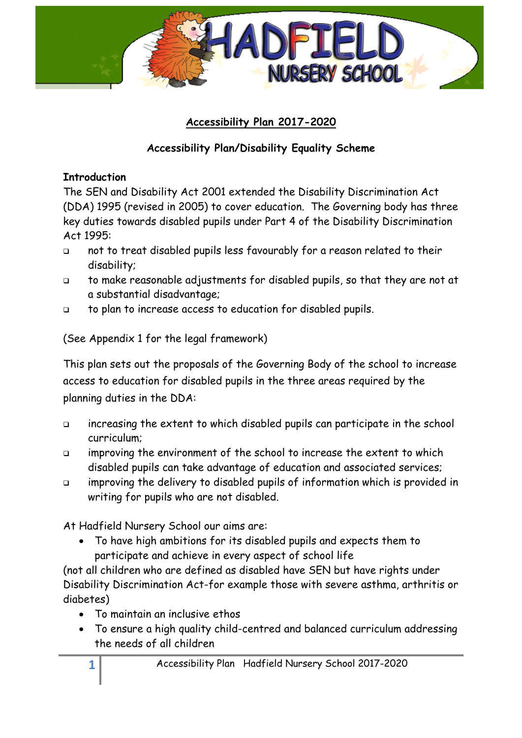# Accessibility Plan 2017-2020

## Accessibility Plan/Disability Equality Scheme

**Introduction**

The SEN and Disability Act 2001 extended the Disability Discrimination Act (DDA) 1995 (revised in 2005) to cover education. The Governing body has three key duties towards disabled pupils under Part 4 of the Disability Discrimination Act 1995:

- not to treat disabled pupils less favourably for a reason related to their disability;
- to make reasonable adjustments for disabled pupils, so that they are not at a substantial disadvantage;
- to plan to increase access to education for disabled pupils.

(See Appendix 1 for the legal framework)

This plan sets out the proposals of the Governing Body of the school to increase access to education for disabled pupils in the three areas required by the planning duties in the DDA:

- increasing the extent to which disabled pupils can participate in the school curriculum;
- improving the environment of the school to increase the extent to which disabled pupils can take advantage of education and associated services;
- improving the delivery to disabled pupils of information which is provided in writing for pupils who are not disabled.

At Hadfield Nursery School our aims are:

- To have high ambitions for its disabled pupils and expects them to participate and achieve in every aspect of school life

(not all children who are defined as disabled have SEN but have rights under Disability Discrimination Act-for example those with severe asthma, arthritis or diabetes)

- To maintain an inclusive ethos
- To ensure a high quality child-centred and balanced curriculum addressing the needs of all children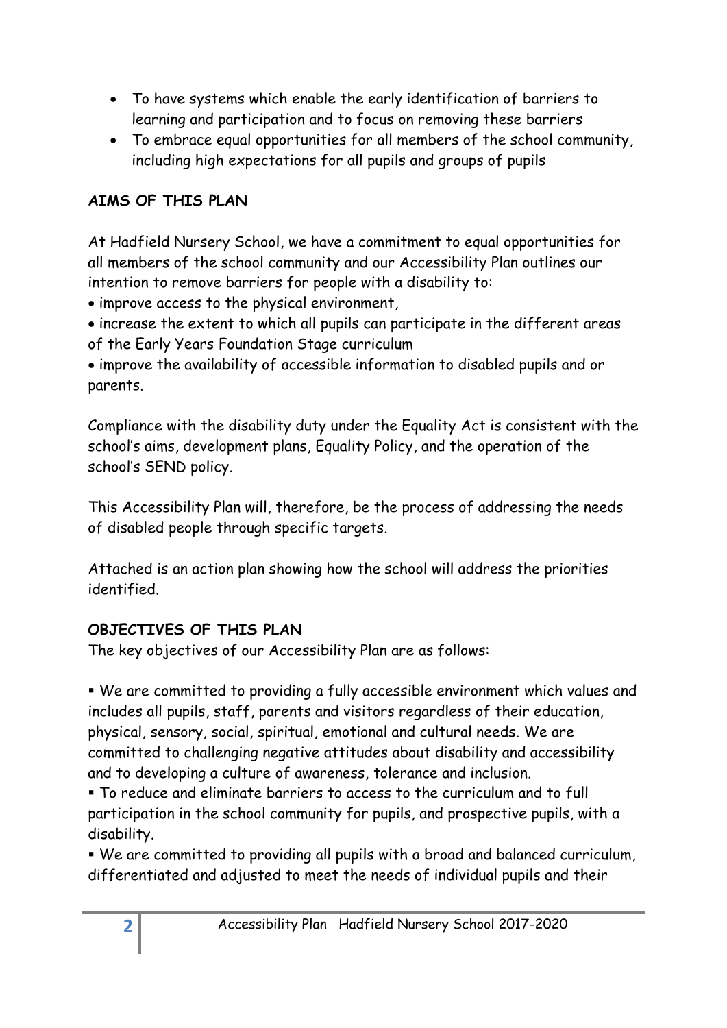- To have systems which enable the early identification of barriers to learning and participation and to focus on removing these barriers
- To embrace equal opportunities for all members of the school community, including high expectations for all pupils and groups of pupils

## AIMS OF THIS PLAN

At Hadfield Nursery School, we have a commitment to equal opportunities for all members of the school community and our Accessibility Plan outlines our intention to remove barriers for people with a disability to:

- improve access to the physical environment,
- increase the extent to which all pupils can participate in the different areas of the Early Years Foundation Stage curriculum
- improve the availability of accessible information to disabled pupils and or parents.

Compliance with the disability duty under the Equality Act is consistent with the school's aims, development plans, Equality Policy, and the operation of the school's SEND policy.

This Accessibility Plan will, therefore, be the process of addressing the needs of disabled people through specific targets.

Attached is an action plan showing how the school will address the priorities identified.

## OBJECTIVES OF THIS PLAN

The key objectives of our Accessibility Plan are as follows:

- We are committed to providing a fully accessible environment which values and includes all pupils, staff, parents and visitors regardless of their education, physical, sensory, social, spiritual, emotional and cultural needs. We are committed to challenging negative attitudes about disability and accessibility and to developing a culture of awareness, tolerance and inclusion.
- To reduce and eliminate barriers to access to the curriculum and to full participation in the school community for pupils, and prospective pupils, with a disability.
- We are committed to providing all pupils with a broad and balanced curriculum, differentiated and adjusted to meet the needs of individual pupils and their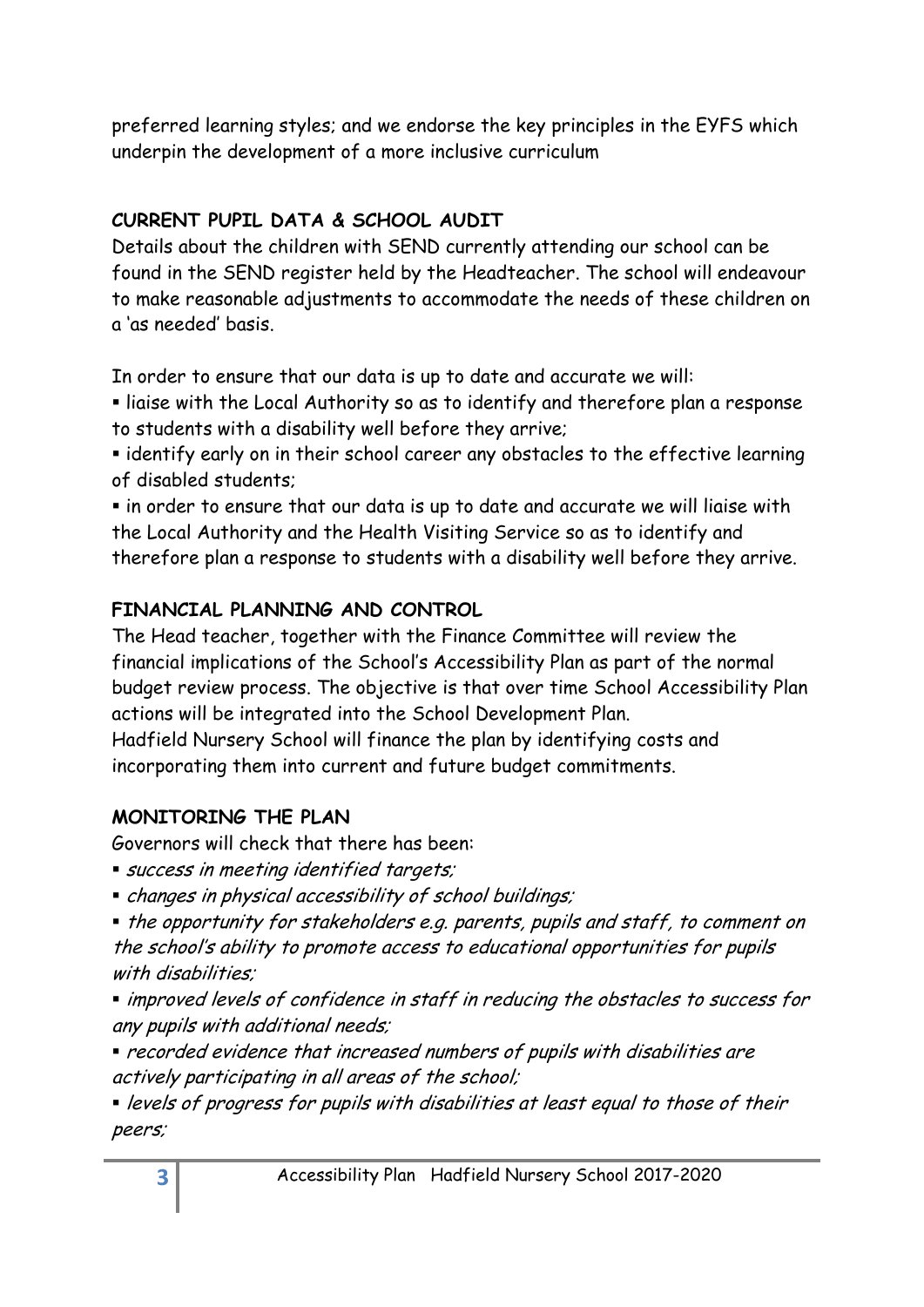preferred learning styles; and we endorse the key principles in the EYFS which underpin the development of a more inclusive curriculum

**CURRENT PUPIL DATA & SCHOOL AUDIT**

Details about the children with SEND currently attending our school can be found in the SEND register held by the Headteacher. The school will endeavour to make reasonable adjustments to accommodate the needs of these children on a 'as needed' basis.

In order to ensure that our data is up to date and accurate we will:

- liaise with the Local Authority so as to identify and therefore plan a response to students with a disability well before they arrive;
- identify early on in their school career any obstacles to the effective learning of disabled students;
- in order to ensure that our data is up to date and accurate we will liaise with the Local Authority and the Health Visiting Service so as to identify and therefore plan a response to students with a disability well before they arrive.

**FINANCIAL PLANNING AND CONTROL**

The Head teacher, together with the Finance Committee will review the financial implications of the School's Accessibility Plan as part of the normal budget review process. The objective is that over time School Accessibility Plan actions will be integrated into the School Development Plan.
Hadfield Nursery School will finance the plan by identifying costs and incorporating them into current and future budget commitments.

**MONITORING THE PLAN**

Governors will check that there has been:

- *success in meeting identified targets;*
- *changes in physical accessibility of school buildings;*
- *the opportunity for stakeholders e.g. parents, pupils and staff, to comment on the school's ability to promote access to educational opportunities for pupils with disabilities;*
- *improved levels of confidence in staff in reducing the obstacles to success for any pupils with additional needs;*
- *recorded evidence that increased numbers of pupils with disabilities are actively participating in all areas of the school;*
- *levels of progress for pupils with disabilities at least equal to those of their peers;*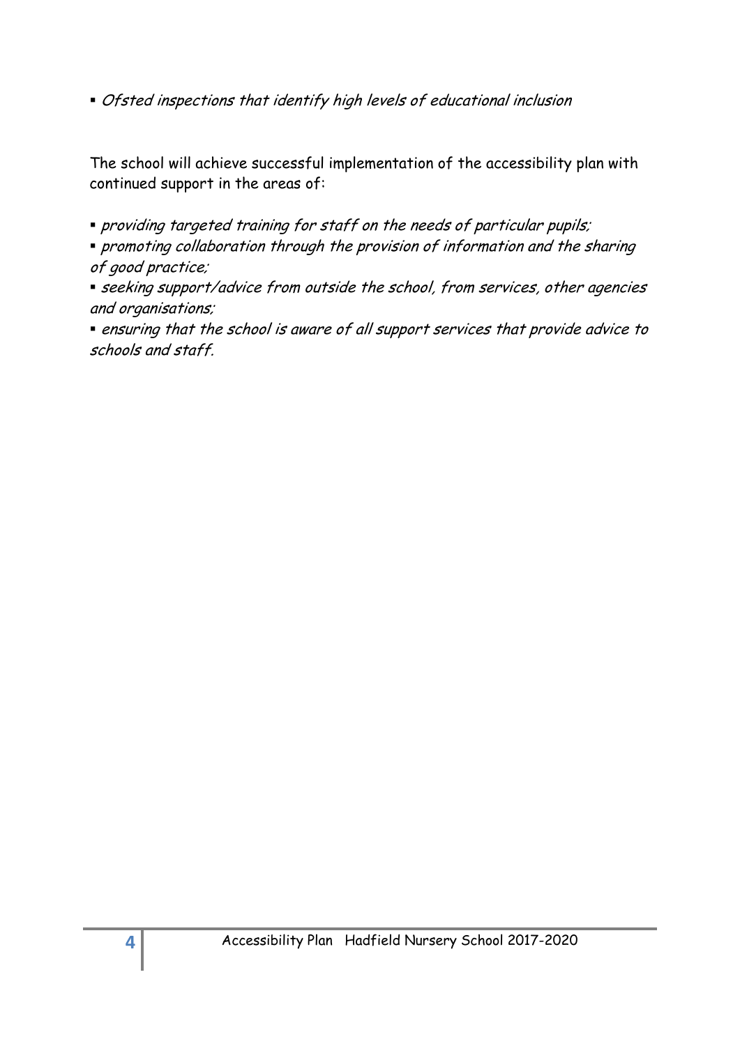- *Ofsted inspections that identify high levels of educational inclusion*

The school will achieve successful implementation of the accessibility plan with continued support in the areas of:

- *providing targeted training for staff on the needs of particular pupils;*
- *promoting collaboration through the provision of information and the sharing of good practice;*
- *seeking support/advice from outside the school, from services, other agencies and organisations;*
- *ensuring that the school is aware of all support services that provide advice to schools and staff.*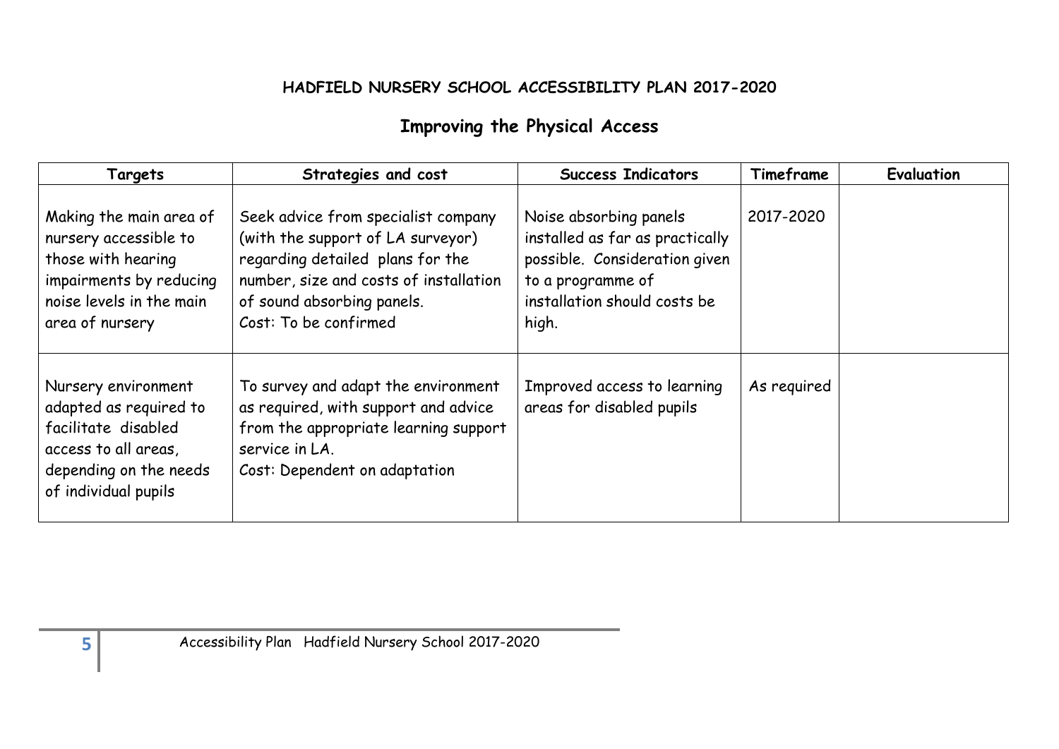**HADFIELD NURSERY SCHOOL ACCESSIBILITY PLAN 2017-2020**

## Improving the Physical Access

| Targets | Strategies and cost | Success Indicators | Timeframe | Evaluation |
|---|---|---|---|---|
| Making the main area of nursery accessible to those with hearing impairments by reducing noise levels in the main area of nursery | Seek advice from specialist company (with the support of LA surveyor) regarding detailed plans for the number, size and costs of installation of sound absorbing panels.<br>Cost: To be confirmed | Noise absorbing panels installed as far as practically possible. Consideration given to a programme of installation should costs be high. | 2017-2020 | |
| Nursery environment adapted as required to facilitate disabled access to all areas, depending on the needs of individual pupils | To survey and adapt the environment as required, with support and advice from the appropriate learning support service in LA.<br>Cost: Dependent on adaptation | Improved access to learning areas for disabled pupils | As required | |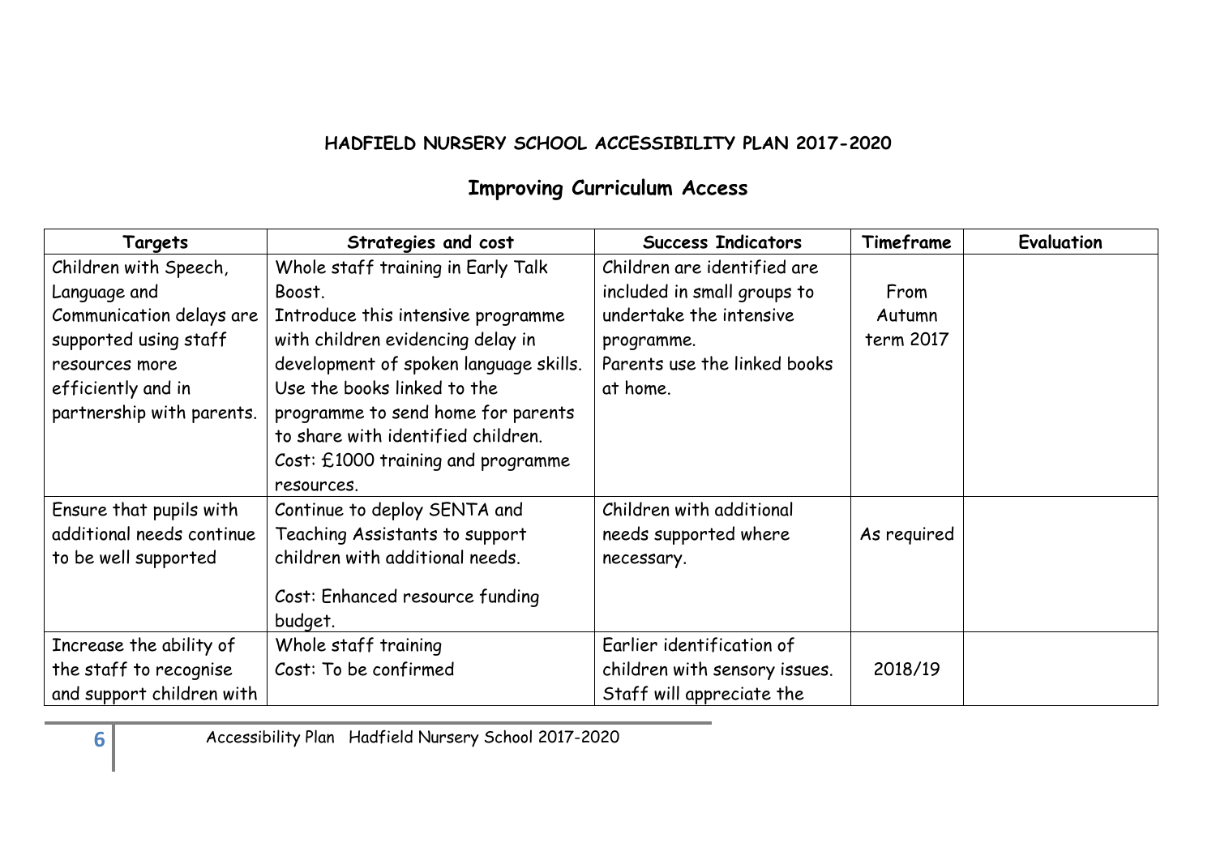## HADFIELD NURSERY SCHOOL ACCESSIBILITY PLAN 2017-2020

## Improving Curriculum Access

| Targets | Strategies and cost | Success Indicators | Timeframe | Evaluation |
|---|---|---|---|---|
| Children with Speech, Language and Communication delays are supported using staff resources more efficiently and in partnership with parents. | Whole staff training in Early Talk Boost. Introduce this intensive programme with children evidencing delay in development of spoken language skills. Use the books linked to the programme to send home for parents to share with identified children. Cost: £1000 training and programme resources. | Children are identified are included in small groups to undertake the intensive programme. Parents use the linked books at home. | From Autumn term 2017 | |
| Ensure that pupils with additional needs continue to be well supported | Continue to deploy SENTA and Teaching Assistants to support children with additional needs. Cost: Enhanced resource funding budget. | Children with additional needs supported where necessary. | As required | |
| Increase the ability of the staff to recognise and support children with | Whole staff training Cost: To be confirmed | Earlier identification of children with sensory issues. Staff will appreciate the | 2018/19 | |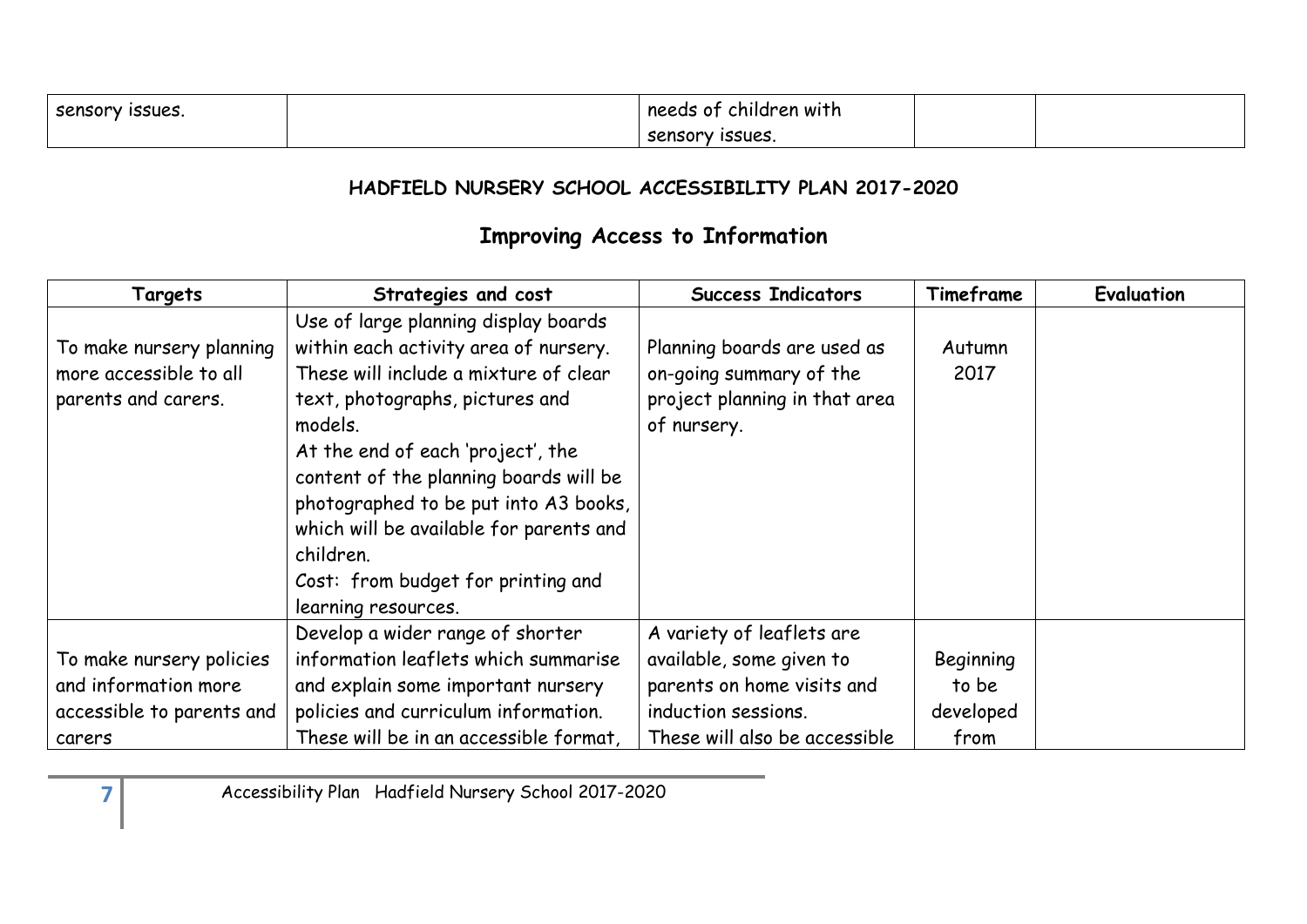| sensory issues. | | needs of children with sensory issues. | | |
|---|---|---|---|---|

**HADFIELD NURSERY SCHOOL ACCESSIBILITY PLAN 2017-2020**

## Improving Access to Information

| Targets | Strategies and cost | Success Indicators | Timeframe | Evaluation |
|---|---|---|---|---|
| To make nursery planning more accessible to all parents and carers. | Use of large planning display boards within each activity area of nursery. These will include a mixture of clear text, photographs, pictures and models.<br>At the end of each 'project', the content of the planning boards will be photographed to be put into A3 books, which will be available for parents and children.<br>Cost: from budget for printing and learning resources. | Planning boards are used as on-going summary of the project planning in that area of nursery. | Autumn 2017 | |
| To make nursery policies and information more accessible to parents and carers | Develop a wider range of shorter information leaflets which summarise and explain some important nursery policies and curriculum information. These will be in an accessible format, | A variety of leaflets are available, some given to parents on home visits and induction sessions.<br>These will also be accessible | Beginning to be developed from | |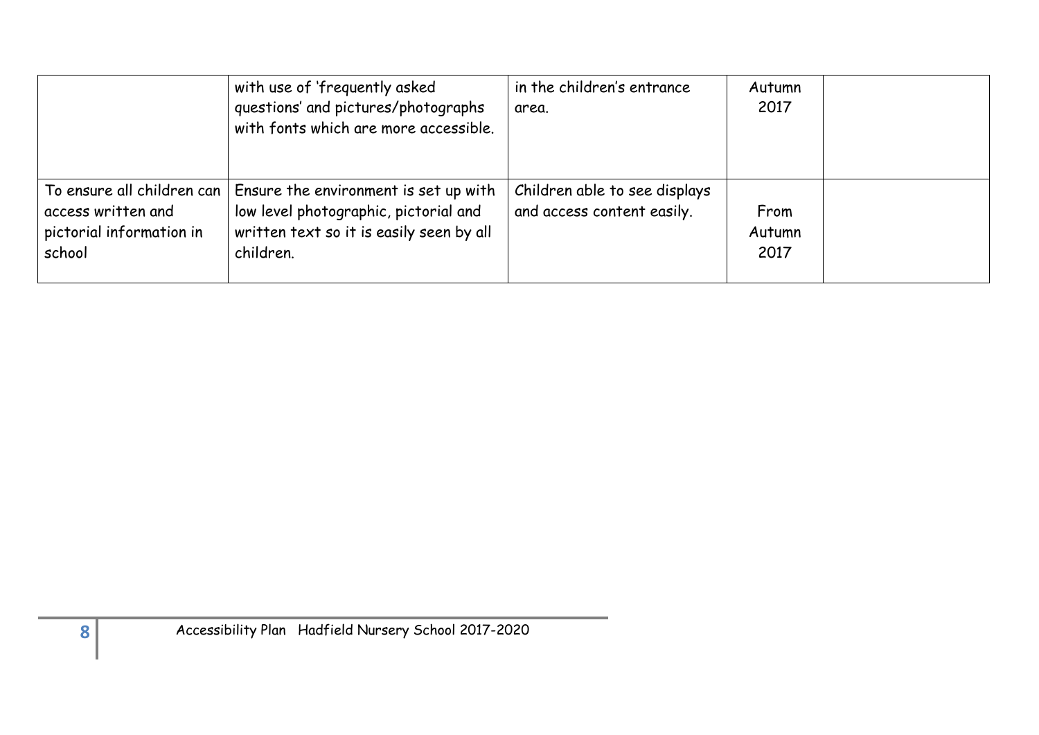| | | | | |
|---|---|---|---|---|
| | with use of 'frequently asked questions' and pictures/photographs with fonts which are more accessible. | in the children's entrance area. | Autumn 2017 | |
| To ensure all children can access written and pictorial information in school | Ensure the environment is set up with low level photographic, pictorial and written text so it is easily seen by all children. | Children able to see displays and access content easily. | From Autumn 2017 | |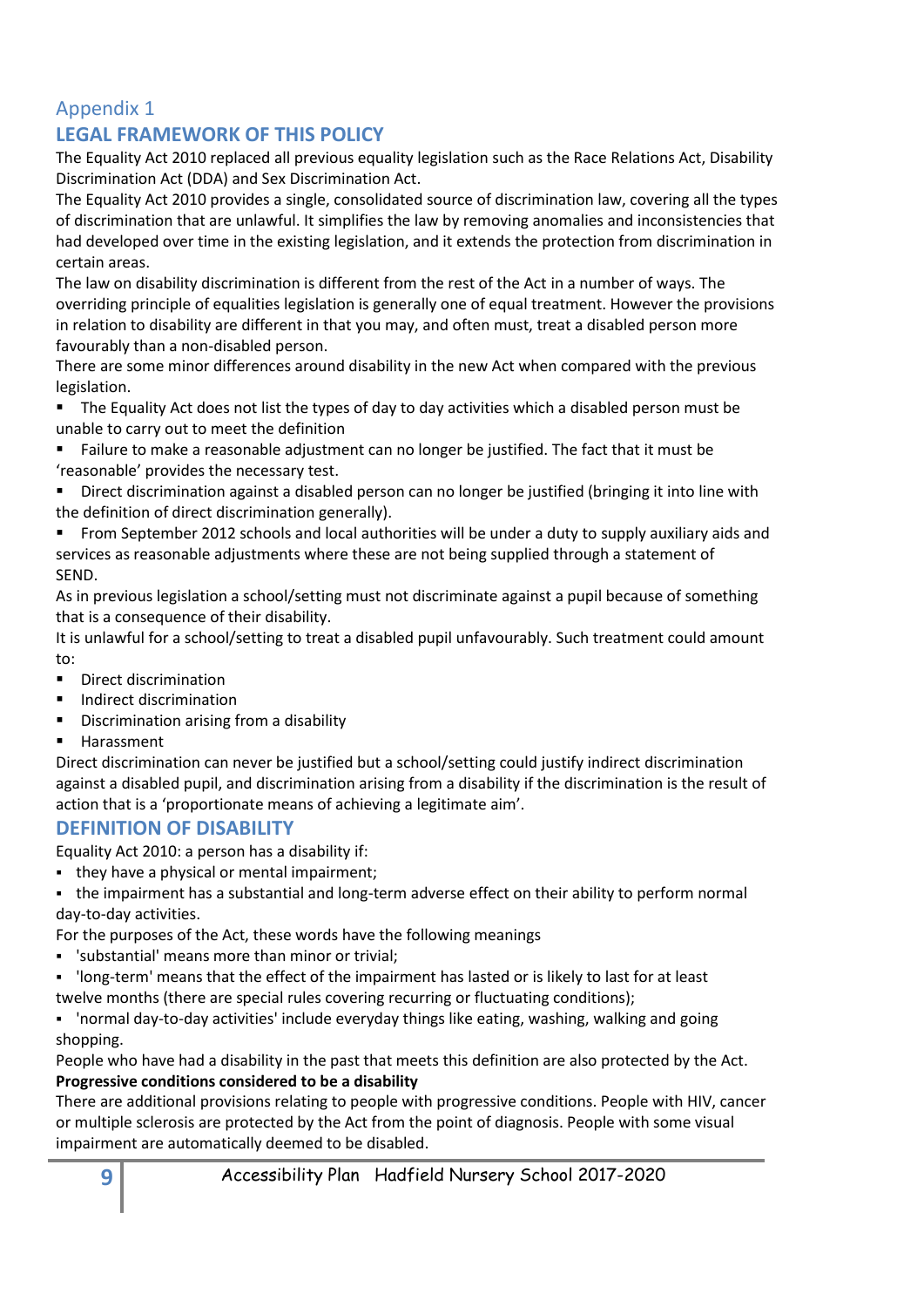## Appendix 1

## LEGAL FRAMEWORK OF THIS POLICY

The Equality Act 2010 replaced all previous equality legislation such as the Race Relations Act, Disability Discrimination Act (DDA) and Sex Discrimination Act.

The Equality Act 2010 provides a single, consolidated source of discrimination law, covering all the types of discrimination that are unlawful. It simplifies the law by removing anomalies and inconsistencies that had developed over time in the existing legislation, and it extends the protection from discrimination in certain areas.

The law on disability discrimination is different from the rest of the Act in a number of ways. The overriding principle of equalities legislation is generally one of equal treatment. However the provisions in relation to disability are different in that you may, and often must, treat a disabled person more favourably than a non-disabled person.

There are some minor differences around disability in the new Act when compared with the previous legislation.

- The Equality Act does not list the types of day to day activities which a disabled person must be unable to carry out to meet the definition
- Failure to make a reasonable adjustment can no longer be justified. The fact that it must be 'reasonable' provides the necessary test.
- Direct discrimination against a disabled person can no longer be justified (bringing it into line with the definition of direct discrimination generally).
- From September 2012 schools and local authorities will be under a duty to supply auxiliary aids and services as reasonable adjustments where these are not being supplied through a statement of SEND.

As in previous legislation a school/setting must not discriminate against a pupil because of something that is a consequence of their disability.

It is unlawful for a school/setting to treat a disabled pupil unfavourably. Such treatment could amount to:

- Direct discrimination
- Indirect discrimination
- Discrimination arising from a disability
- Harassment

Direct discrimination can never be justified but a school/setting could justify indirect discrimination against a disabled pupil, and discrimination arising from a disability if the discrimination is the result of action that is a 'proportionate means of achieving a legitimate aim'.

## DEFINITION OF DISABILITY

Equality Act 2010: a person has a disability if:

- they have a physical or mental impairment;
- the impairment has a substantial and long-term adverse effect on their ability to perform normal day-to-day activities.

For the purposes of the Act, these words have the following meanings

- 'substantial' means more than minor or trivial;
- 'long-term' means that the effect of the impairment has lasted or is likely to last for at least twelve months (there are special rules covering recurring or fluctuating conditions);
- 'normal day-to-day activities' include everyday things like eating, washing, walking and going shopping.

People who have had a disability in the past that meets this definition are also protected by the Act.

**Progressive conditions considered to be a disability**

There are additional provisions relating to people with progressive conditions. People with HIV, cancer or multiple sclerosis are protected by the Act from the point of diagnosis. People with some visual impairment are automatically deemed to be disabled.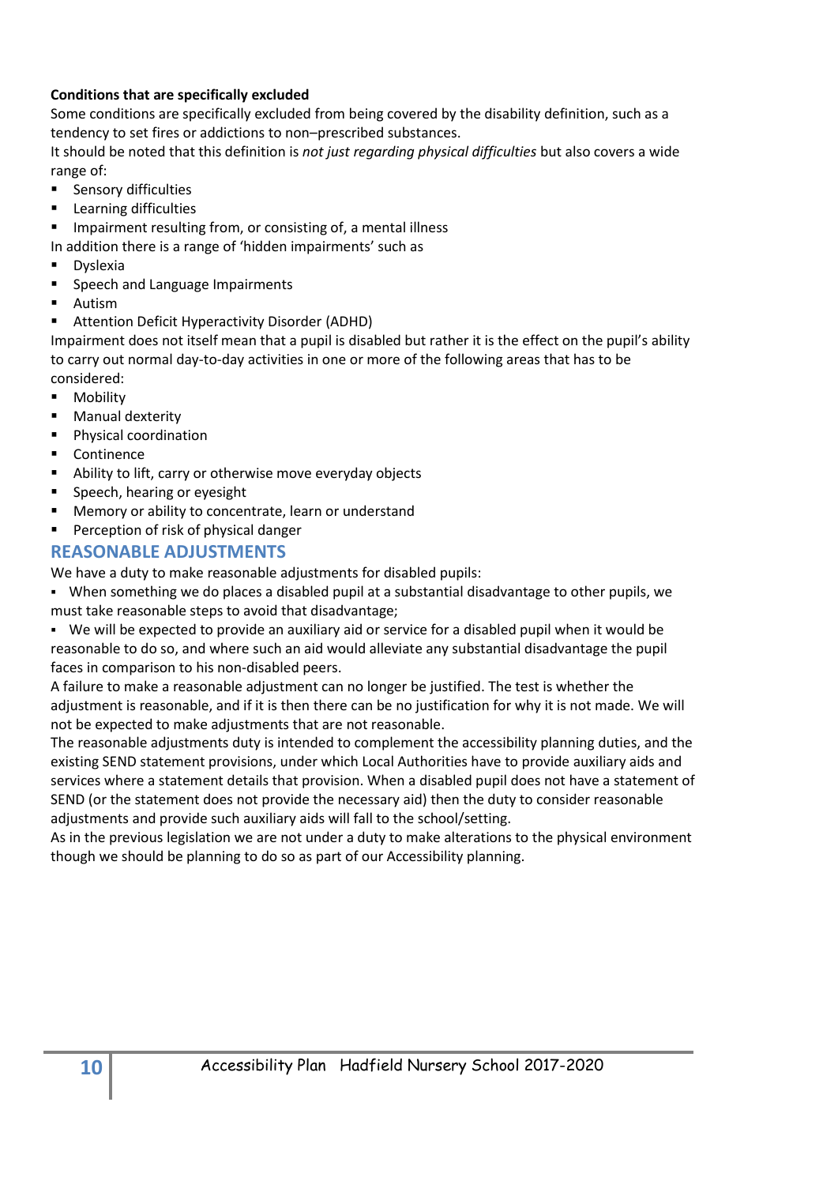**Conditions that are specifically excluded**

Some conditions are specifically excluded from being covered by the disability definition, such as a tendency to set fires or addictions to non–prescribed substances.

It should be noted that this definition is *not just regarding physical difficulties* but also covers a wide range of:

- Sensory difficulties
- Learning difficulties
- Impairment resulting from, or consisting of, a mental illness

In addition there is a range of 'hidden impairments' such as

- Dyslexia
- Speech and Language Impairments
- Autism
- Attention Deficit Hyperactivity Disorder (ADHD)

Impairment does not itself mean that a pupil is disabled but rather it is the effect on the pupil's ability to carry out normal day-to-day activities in one or more of the following areas that has to be considered:

- Mobility
- Manual dexterity
- Physical coordination
- Continence
- Ability to lift, carry or otherwise move everyday objects
- Speech, hearing or eyesight
- Memory or ability to concentrate, learn or understand
- Perception of risk of physical danger

## REASONABLE ADJUSTMENTS

We have a duty to make reasonable adjustments for disabled pupils:

- When something we do places a disabled pupil at a substantial disadvantage to other pupils, we must take reasonable steps to avoid that disadvantage;
- We will be expected to provide an auxiliary aid or service for a disabled pupil when it would be reasonable to do so, and where such an aid would alleviate any substantial disadvantage the pupil faces in comparison to his non-disabled peers.

A failure to make a reasonable adjustment can no longer be justified. The test is whether the adjustment is reasonable, and if it is then there can be no justification for why it is not made. We will not be expected to make adjustments that are not reasonable.

The reasonable adjustments duty is intended to complement the accessibility planning duties, and the existing SEND statement provisions, under which Local Authorities have to provide auxiliary aids and services where a statement details that provision. When a disabled pupil does not have a statement of SEND (or the statement does not provide the necessary aid) then the duty to consider reasonable adjustments and provide such auxiliary aids will fall to the school/setting.

As in the previous legislation we are not under a duty to make alterations to the physical environment though we should be planning to do so as part of our Accessibility planning.